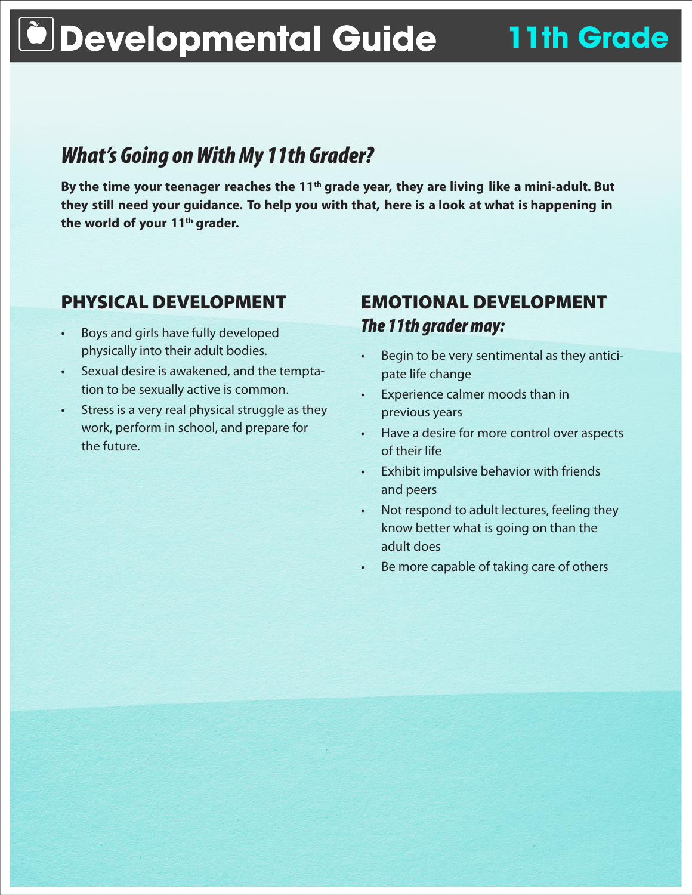# Developmental Guide — 11th Grade

## *What's Going on With My 11th Grader?*

**By the time your teenager reaches the 11th grade year, they are living like a mini-adult. But they still need your guidance. To help you with that, here is a look at what is happening in the world of your 11th grader.**

## PHYSICAL DEVELOPMENT

- Boys and girls have fully developed physically into their adult bodies.
- Sexual desire is awakened, and the temptation to be sexually active is common.
- Stress is a very real physical struggle as they work, perform in school, and prepare for the future.

## EMOTIONAL DEVELOPMENT

### *The 11th grader may:*

- Begin to be very sentimental as they anticipate life change
- Experience calmer moods than in previous years
- Have a desire for more control over aspects of their life
- Exhibit impulsive behavior with friends and peers
- Not respond to adult lectures, feeling they know better what is going on than the adult does
- Be more capable of taking care of others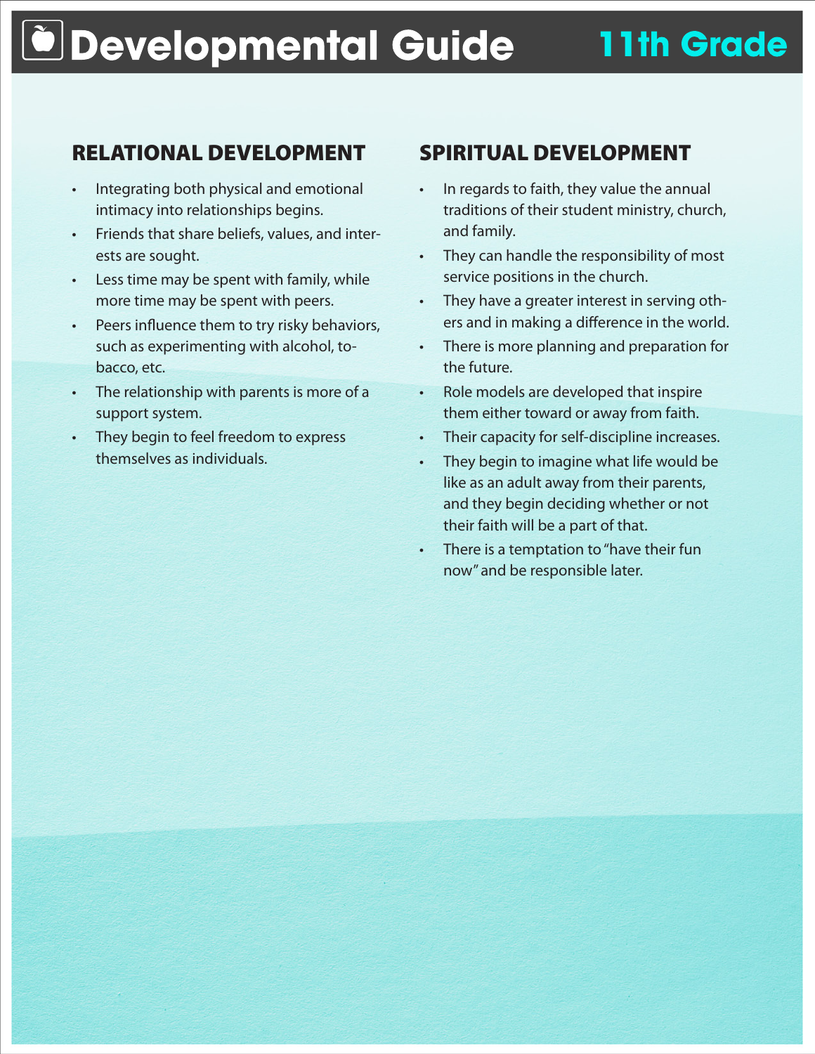# Developmental Guide 11th Grade

## RELATIONAL DEVELOPMENT

- Integrating both physical and emotional intimacy into relationships begins.
- Friends that share beliefs, values, and interests are sought.
- Less time may be spent with family, while more time may be spent with peers.
- Peers influence them to try risky behaviors, such as experimenting with alcohol, tobacco, etc.
- The relationship with parents is more of a support system.
- They begin to feel freedom to express themselves as individuals.

## SPIRITUAL DEVELOPMENT

- In regards to faith, they value the annual traditions of their student ministry, church, and family.
- They can handle the responsibility of most service positions in the church.
- They have a greater interest in serving others and in making a difference in the world.
- There is more planning and preparation for the future.
- Role models are developed that inspire them either toward or away from faith.
- Their capacity for self-discipline increases.
- They begin to imagine what life would be like as an adult away from their parents, and they begin deciding whether or not their faith will be a part of that.
- There is a temptation to "have their fun now" and be responsible later.